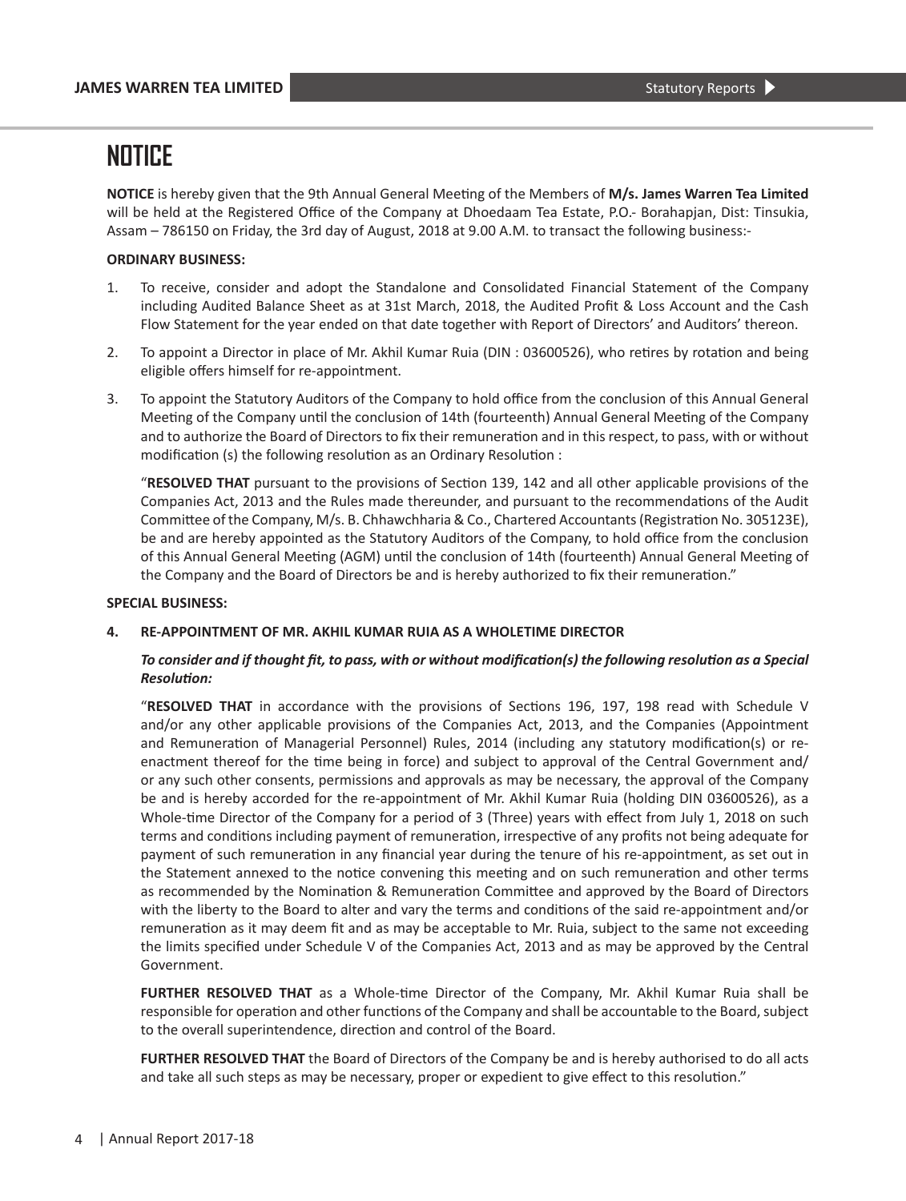# NOTICE

**NOTICE** is hereby given that the 9th Annual General Meeting of the Members of **M/s. James Warren Tea Limited** will be held at the Registered Office of the Company at Dhoedaam Tea Estate, P.O.- Borahapjan, Dist: Tinsukia, Assam – 786150 on Friday, the 3rd day of August, 2018 at 9.00 A.M. to transact the following business:-

**ORDINARY BUSINESS:**

1. To receive, consider and adopt the Standalone and Consolidated Financial Statement of the Company including Audited Balance Sheet as at 31st March, 2018, the Audited Profit & Loss Account and the Cash Flow Statement for the year ended on that date together with Report of Directors' and Auditors' thereon.

2. To appoint a Director in place of Mr. Akhil Kumar Ruia (DIN : 03600526), who retires by rotation and being eligible offers himself for re-appointment.

3. To appoint the Statutory Auditors of the Company to hold office from the conclusion of this Annual General Meeting of the Company until the conclusion of 14th (fourteenth) Annual General Meeting of the Company and to authorize the Board of Directors to fix their remuneration and in this respect, to pass, with or without modification (s) the following resolution as an Ordinary Resolution :

   "**RESOLVED THAT** pursuant to the provisions of Section 139, 142 and all other applicable provisions of the Companies Act, 2013 and the Rules made thereunder, and pursuant to the recommendations of the Audit Committee of the Company, M/s. B. Chhawchharia & Co., Chartered Accountants (Registration No. 305123E), be and are hereby appointed as the Statutory Auditors of the Company, to hold office from the conclusion of this Annual General Meeting (AGM) until the conclusion of 14th (fourteenth) Annual General Meeting of the Company and the Board of Directors be and is hereby authorized to fix their remuneration."

**SPECIAL BUSINESS:**

4. **RE-APPOINTMENT OF MR. AKHIL KUMAR RUIA AS A WHOLETIME DIRECTOR**

   ***To consider and if thought fit, to pass, with or without modification(s) the following resolution as a Special Resolution:***

   "**RESOLVED THAT** in accordance with the provisions of Sections 196, 197, 198 read with Schedule V and/or any other applicable provisions of the Companies Act, 2013, and the Companies (Appointment and Remuneration of Managerial Personnel) Rules, 2014 (including any statutory modification(s) or re-enactment thereof for the time being in force) and subject to approval of the Central Government and/or any such other consents, permissions and approvals as may be necessary, the approval of the Company be and is hereby accorded for the re-appointment of Mr. Akhil Kumar Ruia (holding DIN 03600526), as a Whole-time Director of the Company for a period of 3 (Three) years with effect from July 1, 2018 on such terms and conditions including payment of remuneration, irrespective of any profits not being adequate for payment of such remuneration in any financial year during the tenure of his re-appointment, as set out in the Statement annexed to the notice convening this meeting and on such remuneration and other terms as recommended by the Nomination & Remuneration Committee and approved by the Board of Directors with the liberty to the Board to alter and vary the terms and conditions of the said re-appointment and/or remuneration as it may deem fit and as may be acceptable to Mr. Ruia, subject to the same not exceeding the limits specified under Schedule V of the Companies Act, 2013 and as may be approved by the Central Government.

   **FURTHER RESOLVED THAT** as a Whole-time Director of the Company, Mr. Akhil Kumar Ruia shall be responsible for operation and other functions of the Company and shall be accountable to the Board, subject to the overall superintendence, direction and control of the Board.

   **FURTHER RESOLVED THAT** the Board of Directors of the Company be and is hereby authorised to do all acts and take all such steps as may be necessary, proper or expedient to give effect to this resolution."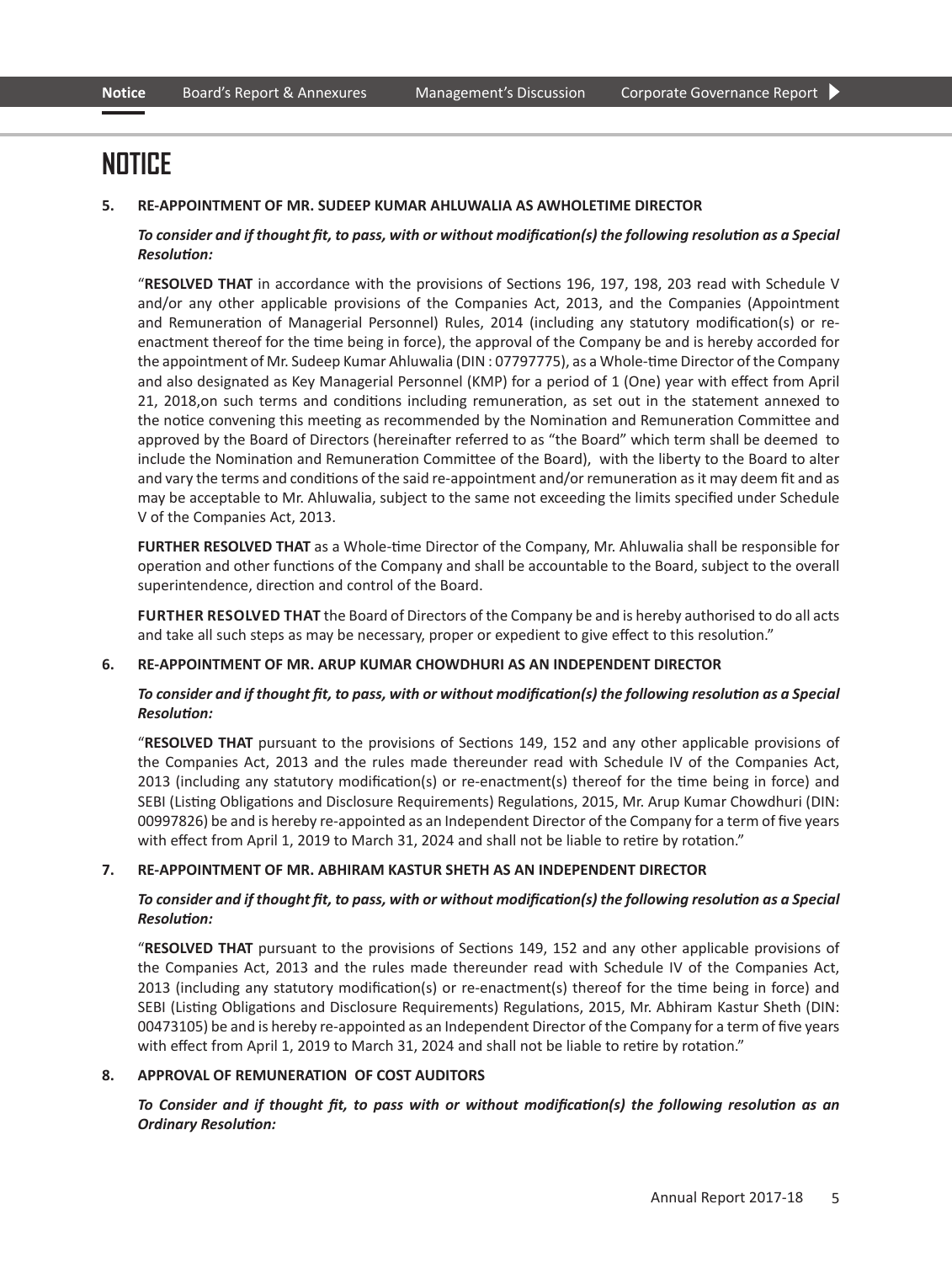# NOTICE

**5. RE-APPOINTMENT OF MR. SUDEEP KUMAR AHLUWALIA AS AWHOLETIME DIRECTOR**

***To consider and if thought fit, to pass, with or without modification(s) the following resolution as a Special Resolution:***

"**RESOLVED THAT** in accordance with the provisions of Sections 196, 197, 198, 203 read with Schedule V and/or any other applicable provisions of the Companies Act, 2013, and the Companies (Appointment and Remuneration of Managerial Personnel) Rules, 2014 (including any statutory modification(s) or re-enactment thereof for the time being in force), the approval of the Company be and is hereby accorded for the appointment of Mr. Sudeep Kumar Ahluwalia (DIN : 07797775), as a Whole-time Director of the Company and also designated as Key Managerial Personnel (KMP) for a period of 1 (One) year with effect from April 21, 2018,on such terms and conditions including remuneration, as set out in the statement annexed to the notice convening this meeting as recommended by the Nomination and Remuneration Committee and approved by the Board of Directors (hereinafter referred to as "the Board" which term shall be deemed to include the Nomination and Remuneration Committee of the Board), with the liberty to the Board to alter and vary the terms and conditions of the said re-appointment and/or remuneration as it may deem fit and as may be acceptable to Mr. Ahluwalia, subject to the same not exceeding the limits specified under Schedule V of the Companies Act, 2013.

**FURTHER RESOLVED THAT** as a Whole-time Director of the Company, Mr. Ahluwalia shall be responsible for operation and other functions of the Company and shall be accountable to the Board, subject to the overall superintendence, direction and control of the Board.

**FURTHER RESOLVED THAT** the Board of Directors of the Company be and is hereby authorised to do all acts and take all such steps as may be necessary, proper or expedient to give effect to this resolution."

**6. RE-APPOINTMENT OF MR. ARUP KUMAR CHOWDHURI AS AN INDEPENDENT DIRECTOR**

***To consider and if thought fit, to pass, with or without modification(s) the following resolution as a Special Resolution:***

"**RESOLVED THAT** pursuant to the provisions of Sections 149, 152 and any other applicable provisions of the Companies Act, 2013 and the rules made thereunder read with Schedule IV of the Companies Act, 2013 (including any statutory modification(s) or re-enactment(s) thereof for the time being in force) and SEBI (Listing Obligations and Disclosure Requirements) Regulations, 2015, Mr. Arup Kumar Chowdhuri (DIN: 00997826) be and is hereby re-appointed as an Independent Director of the Company for a term of five years with effect from April 1, 2019 to March 31, 2024 and shall not be liable to retire by rotation."

**7. RE-APPOINTMENT OF MR. ABHIRAM KASTUR SHETH AS AN INDEPENDENT DIRECTOR**

***To consider and if thought fit, to pass, with or without modification(s) the following resolution as a Special Resolution:***

"**RESOLVED THAT** pursuant to the provisions of Sections 149, 152 and any other applicable provisions of the Companies Act, 2013 and the rules made thereunder read with Schedule IV of the Companies Act, 2013 (including any statutory modification(s) or re-enactment(s) thereof for the time being in force) and SEBI (Listing Obligations and Disclosure Requirements) Regulations, 2015, Mr. Abhiram Kastur Sheth (DIN: 00473105) be and is hereby re-appointed as an Independent Director of the Company for a term of five years with effect from April 1, 2019 to March 31, 2024 and shall not be liable to retire by rotation."

**8. APPROVAL OF REMUNERATION OF COST AUDITORS**

***To Consider and if thought fit, to pass with or without modification(s) the following resolution as an Ordinary Resolution:***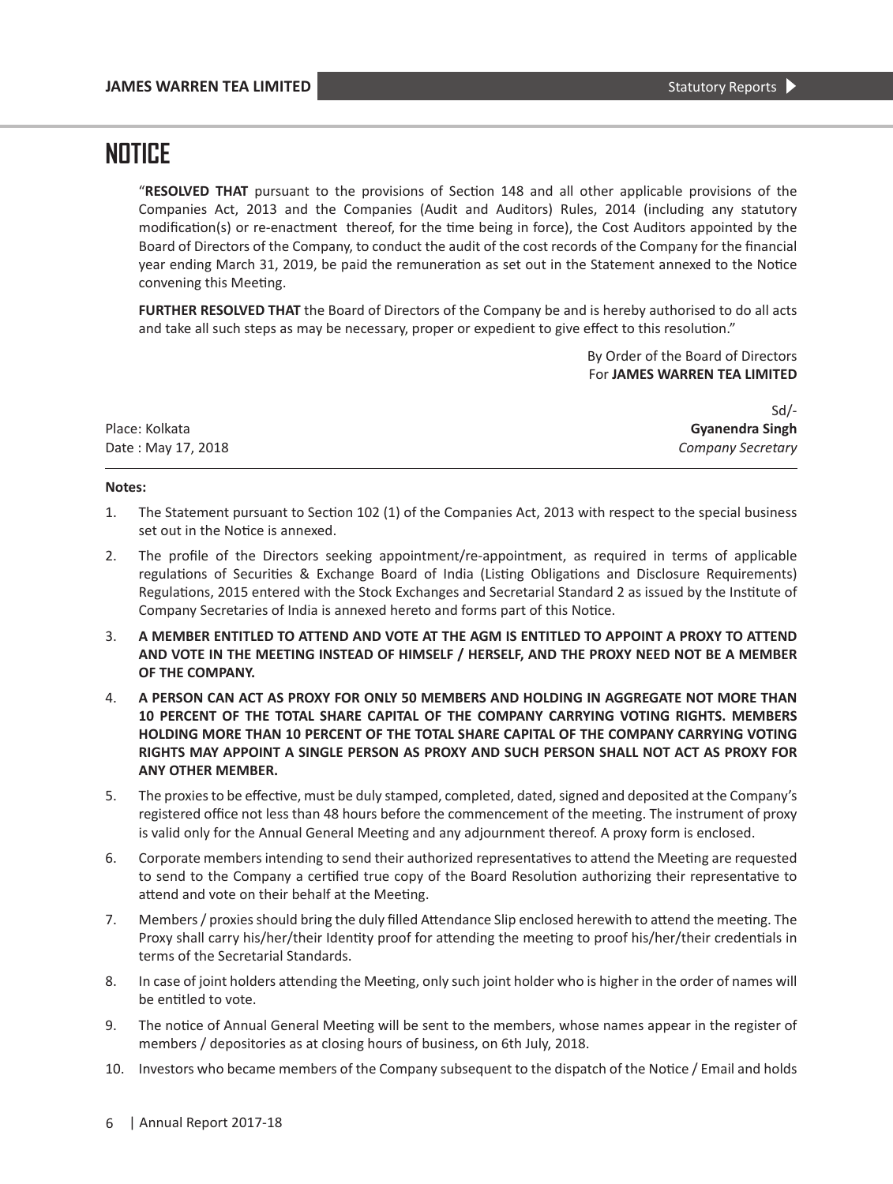# NOTICE

"**RESOLVED THAT** pursuant to the provisions of Section 148 and all other applicable provisions of the Companies Act, 2013 and the Companies (Audit and Auditors) Rules, 2014 (including any statutory modification(s) or re-enactment thereof, for the time being in force), the Cost Auditors appointed by the Board of Directors of the Company, to conduct the audit of the cost records of the Company for the financial year ending March 31, 2019, be paid the remuneration as set out in the Statement annexed to the Notice convening this Meeting.

**FURTHER RESOLVED THAT** the Board of Directors of the Company be and is hereby authorised to do all acts and take all such steps as may be necessary, proper or expedient to give effect to this resolution."

By Order of the Board of Directors
For **JAMES WARREN TEA LIMITED**

Sd/-
**Gyanendra Singh**
*Company Secretary*

Place: Kolkata
Date : May 17, 2018

**Notes:**

1. The Statement pursuant to Section 102 (1) of the Companies Act, 2013 with respect to the special business set out in the Notice is annexed.
2. The profile of the Directors seeking appointment/re-appointment, as required in terms of applicable regulations of Securities & Exchange Board of India (Listing Obligations and Disclosure Requirements) Regulations, 2015 entered with the Stock Exchanges and Secretarial Standard 2 as issued by the Institute of Company Secretaries of India is annexed hereto and forms part of this Notice.
3. **A MEMBER ENTITLED TO ATTEND AND VOTE AT THE AGM IS ENTITLED TO APPOINT A PROXY TO ATTEND AND VOTE IN THE MEETING INSTEAD OF HIMSELF / HERSELF, AND THE PROXY NEED NOT BE A MEMBER OF THE COMPANY.**
4. **A PERSON CAN ACT AS PROXY FOR ONLY 50 MEMBERS AND HOLDING IN AGGREGATE NOT MORE THAN 10 PERCENT OF THE TOTAL SHARE CAPITAL OF THE COMPANY CARRYING VOTING RIGHTS. MEMBERS HOLDING MORE THAN 10 PERCENT OF THE TOTAL SHARE CAPITAL OF THE COMPANY CARRYING VOTING RIGHTS MAY APPOINT A SINGLE PERSON AS PROXY AND SUCH PERSON SHALL NOT ACT AS PROXY FOR ANY OTHER MEMBER.**
5. The proxies to be effective, must be duly stamped, completed, dated, signed and deposited at the Company's registered office not less than 48 hours before the commencement of the meeting. The instrument of proxy is valid only for the Annual General Meeting and any adjournment thereof. A proxy form is enclosed.
6. Corporate members intending to send their authorized representatives to attend the Meeting are requested to send to the Company a certified true copy of the Board Resolution authorizing their representative to attend and vote on their behalf at the Meeting.
7. Members / proxies should bring the duly filled Attendance Slip enclosed herewith to attend the meeting. The Proxy shall carry his/her/their Identity proof for attending the meeting to proof his/her/their credentials in terms of the Secretarial Standards.
8. In case of joint holders attending the Meeting, only such joint holder who is higher in the order of names will be entitled to vote.
9. The notice of Annual General Meeting will be sent to the members, whose names appear in the register of members / depositories as at closing hours of business, on 6th July, 2018.
10. Investors who became members of the Company subsequent to the dispatch of the Notice / Email and holds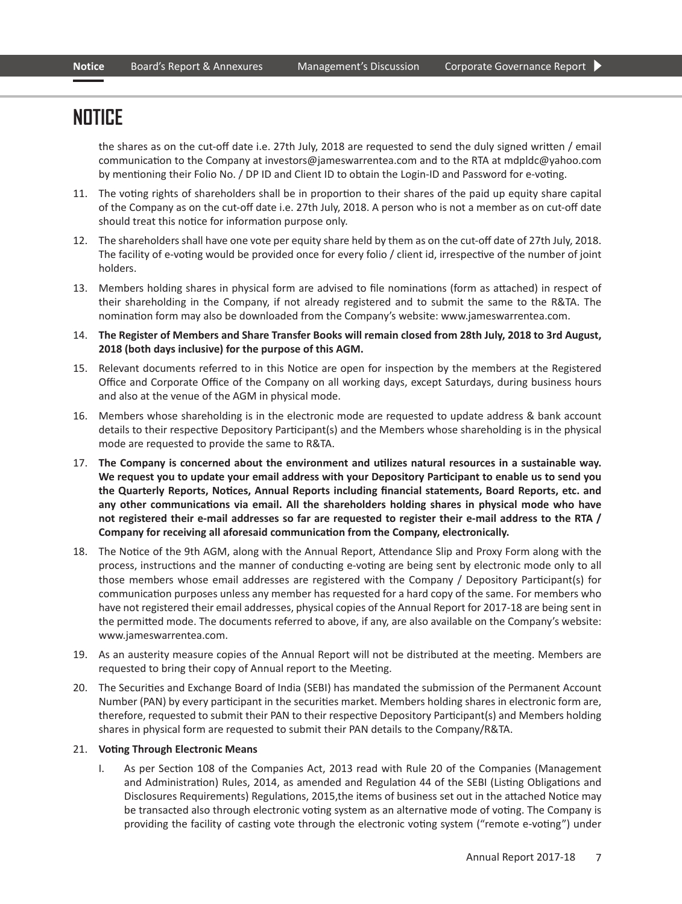# NOTICE

the shares as on the cut-off date i.e. 27th July, 2018 are requested to send the duly signed written / email communication to the Company at investors@jameswarrentea.com and to the RTA at mdpldc@yahoo.com by mentioning their Folio No. / DP ID and Client ID to obtain the Login-ID and Password for e-voting.

11. The voting rights of shareholders shall be in proportion to their shares of the paid up equity share capital of the Company as on the cut-off date i.e. 27th July, 2018. A person who is not a member as on cut-off date should treat this notice for information purpose only.

12. The shareholders shall have one vote per equity share held by them as on the cut-off date of 27th July, 2018. The facility of e-voting would be provided once for every folio / client id, irrespective of the number of joint holders.

13. Members holding shares in physical form are advised to file nominations (form as attached) in respect of their shareholding in the Company, if not already registered and to submit the same to the R&TA. The nomination form may also be downloaded from the Company's website: www.jameswarrentea.com.

14. **The Register of Members and Share Transfer Books will remain closed from 28th July, 2018 to 3rd August, 2018 (both days inclusive) for the purpose of this AGM.**

15. Relevant documents referred to in this Notice are open for inspection by the members at the Registered Office and Corporate Office of the Company on all working days, except Saturdays, during business hours and also at the venue of the AGM in physical mode.

16. Members whose shareholding is in the electronic mode are requested to update address & bank account details to their respective Depository Participant(s) and the Members whose shareholding is in the physical mode are requested to provide the same to R&TA.

17. **The Company is concerned about the environment and utilizes natural resources in a sustainable way. We request you to update your email address with your Depository Participant to enable us to send you the Quarterly Reports, Notices, Annual Reports including financial statements, Board Reports, etc. and any other communications via email. All the shareholders holding shares in physical mode who have not registered their e-mail addresses so far are requested to register their e-mail address to the RTA / Company for receiving all aforesaid communication from the Company, electronically.**

18. The Notice of the 9th AGM, along with the Annual Report, Attendance Slip and Proxy Form along with the process, instructions and the manner of conducting e-voting are being sent by electronic mode only to all those members whose email addresses are registered with the Company / Depository Participant(s) for communication purposes unless any member has requested for a hard copy of the same. For members who have not registered their email addresses, physical copies of the Annual Report for 2017-18 are being sent in the permitted mode. The documents referred to above, if any, are also available on the Company's website: www.jameswarrentea.com.

19. As an austerity measure copies of the Annual Report will not be distributed at the meeting. Members are requested to bring their copy of Annual report to the Meeting.

20. The Securities and Exchange Board of India (SEBI) has mandated the submission of the Permanent Account Number (PAN) by every participant in the securities market. Members holding shares in electronic form are, therefore, requested to submit their PAN to their respective Depository Participant(s) and Members holding shares in physical form are requested to submit their PAN details to the Company/R&TA.

21. **Voting Through Electronic Means**

    I. As per Section 108 of the Companies Act, 2013 read with Rule 20 of the Companies (Management and Administration) Rules, 2014, as amended and Regulation 44 of the SEBI (Listing Obligations and Disclosures Requirements) Regulations, 2015,the items of business set out in the attached Notice may be transacted also through electronic voting system as an alternative mode of voting. The Company is providing the facility of casting vote through the electronic voting system ("remote e-voting") under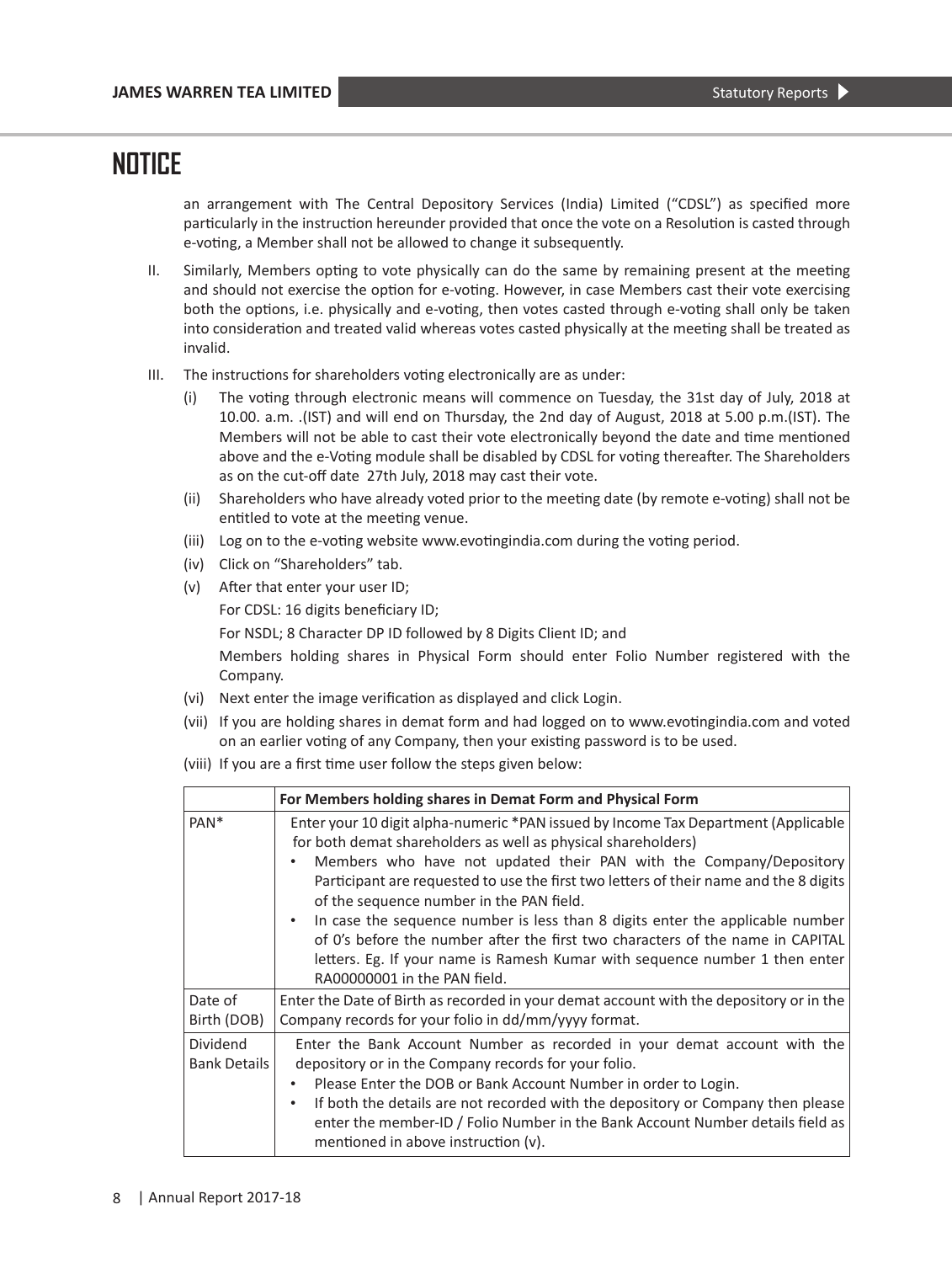# NOTICE

an arrangement with The Central Depository Services (India) Limited ("CDSL") as specified more particularly in the instruction hereunder provided that once the vote on a Resolution is casted through e-voting, a Member shall not be allowed to change it subsequently.

II. Similarly, Members opting to vote physically can do the same by remaining present at the meeting and should not exercise the option for e-voting. However, in case Members cast their vote exercising both the options, i.e. physically and e-voting, then votes casted through e-voting shall only be taken into consideration and treated valid whereas votes casted physically at the meeting shall be treated as invalid.

III. The instructions for shareholders voting electronically are as under:

(i) The voting through electronic means will commence on Tuesday, the 31st day of July, 2018 at 10.00. a.m. .(IST) and will end on Thursday, the 2nd day of August, 2018 at 5.00 p.m.(IST). The Members will not be able to cast their vote electronically beyond the date and time mentioned above and the e-Voting module shall be disabled by CDSL for voting thereafter. The Shareholders as on the cut-off date 27th July, 2018 may cast their vote.

(ii) Shareholders who have already voted prior to the meeting date (by remote e-voting) shall not be entitled to vote at the meeting venue.

(iii) Log on to the e-voting website www.evotingindia.com during the voting period.

(iv) Click on "Shareholders" tab.

(v) After that enter your user ID;

For CDSL: 16 digits beneficiary ID;

For NSDL; 8 Character DP ID followed by 8 Digits Client ID; and

Members holding shares in Physical Form should enter Folio Number registered with the Company.

(vi) Next enter the image verification as displayed and click Login.

(vii) If you are holding shares in demat form and had logged on to www.evotingindia.com and voted on an earlier voting of any Company, then your existing password is to be used.

(viii) If you are a first time user follow the steps given below:

| | **For Members holding shares in Demat Form and Physical Form** |
|---|---|
| PAN* | Enter your 10 digit alpha-numeric *PAN issued by Income Tax Department (Applicable for both demat shareholders as well as physical shareholders)<br>• Members who have not updated their PAN with the Company/Depository Participant are requested to use the first two letters of their name and the 8 digits of the sequence number in the PAN field.<br>• In case the sequence number is less than 8 digits enter the applicable number of 0's before the number after the first two characters of the name in CAPITAL letters. Eg. If your name is Ramesh Kumar with sequence number 1 then enter RA00000001 in the PAN field. |
| Date of Birth (DOB) | Enter the Date of Birth as recorded in your demat account with the depository or in the Company records for your folio in dd/mm/yyyy format. |
| Dividend Bank Details | Enter the Bank Account Number as recorded in your demat account with the depository or in the Company records for your folio.<br>• Please Enter the DOB or Bank Account Number in order to Login.<br>• If both the details are not recorded with the depository or Company then please enter the member-ID / Folio Number in the Bank Account Number details field as mentioned in above instruction (v). |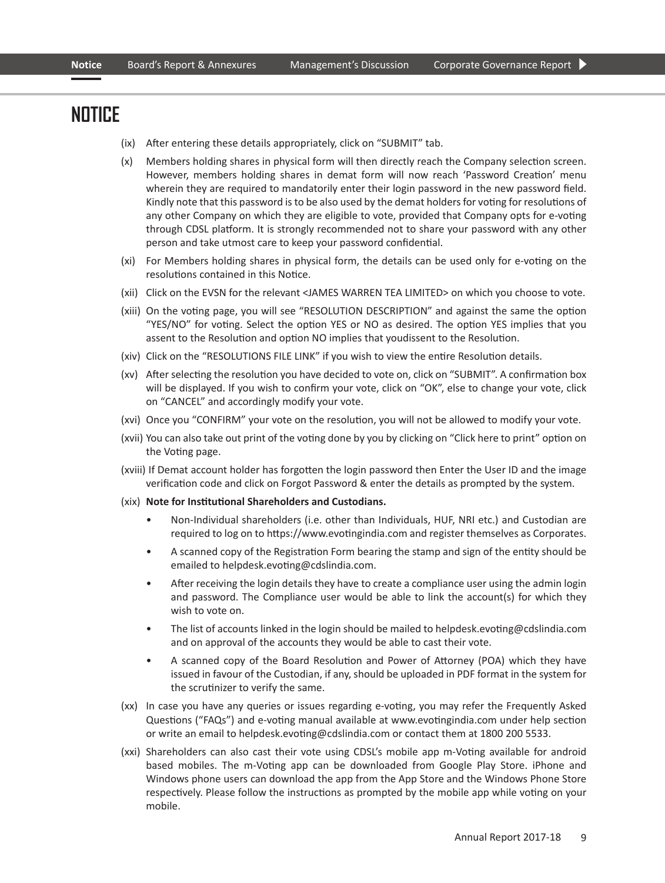# NOTICE

(ix) After entering these details appropriately, click on "SUBMIT" tab.

(x) Members holding shares in physical form will then directly reach the Company selection screen. However, members holding shares in demat form will now reach 'Password Creation' menu wherein they are required to mandatorily enter their login password in the new password field. Kindly note that this password is to be also used by the demat holders for voting for resolutions of any other Company on which they are eligible to vote, provided that Company opts for e-voting through CDSL platform. It is strongly recommended not to share your password with any other person and take utmost care to keep your password confidential.

(xi) For Members holding shares in physical form, the details can be used only for e-voting on the resolutions contained in this Notice.

(xii) Click on the EVSN for the relevant <JAMES WARREN TEA LIMITED> on which you choose to vote.

(xiii) On the voting page, you will see "RESOLUTION DESCRIPTION" and against the same the option "YES/NO" for voting. Select the option YES or NO as desired. The option YES implies that you assent to the Resolution and option NO implies that youdissent to the Resolution.

(xiv) Click on the "RESOLUTIONS FILE LINK" if you wish to view the entire Resolution details.

(xv) After selecting the resolution you have decided to vote on, click on "SUBMIT". A confirmation box will be displayed. If you wish to confirm your vote, click on "OK", else to change your vote, click on "CANCEL" and accordingly modify your vote.

(xvi) Once you "CONFIRM" your vote on the resolution, you will not be allowed to modify your vote.

(xvii) You can also take out print of the voting done by you by clicking on "Click here to print" option on the Voting page.

(xviii) If Demat account holder has forgotten the login password then Enter the User ID and the image verification code and click on Forgot Password & enter the details as prompted by the system.

(xix) **Note for Institutional Shareholders and Custodians.**

- Non-Individual shareholders (i.e. other than Individuals, HUF, NRI etc.) and Custodian are required to log on to https://www.evotingindia.com and register themselves as Corporates.
- A scanned copy of the Registration Form bearing the stamp and sign of the entity should be emailed to helpdesk.evoting@cdslindia.com.
- After receiving the login details they have to create a compliance user using the admin login and password. The Compliance user would be able to link the account(s) for which they wish to vote on.
- The list of accounts linked in the login should be mailed to helpdesk.evoting@cdslindia.com and on approval of the accounts they would be able to cast their vote.
- A scanned copy of the Board Resolution and Power of Attorney (POA) which they have issued in favour of the Custodian, if any, should be uploaded in PDF format in the system for the scrutinizer to verify the same.

(xx) In case you have any queries or issues regarding e-voting, you may refer the Frequently Asked Questions ("FAQs") and e-voting manual available at www.evotingindia.com under help section or write an email to helpdesk.evoting@cdslindia.com or contact them at 1800 200 5533.

(xxi) Shareholders can also cast their vote using CDSL's mobile app m-Voting available for android based mobiles. The m-Voting app can be downloaded from Google Play Store. iPhone and Windows phone users can download the app from the App Store and the Windows Phone Store respectively. Please follow the instructions as prompted by the mobile app while voting on your mobile.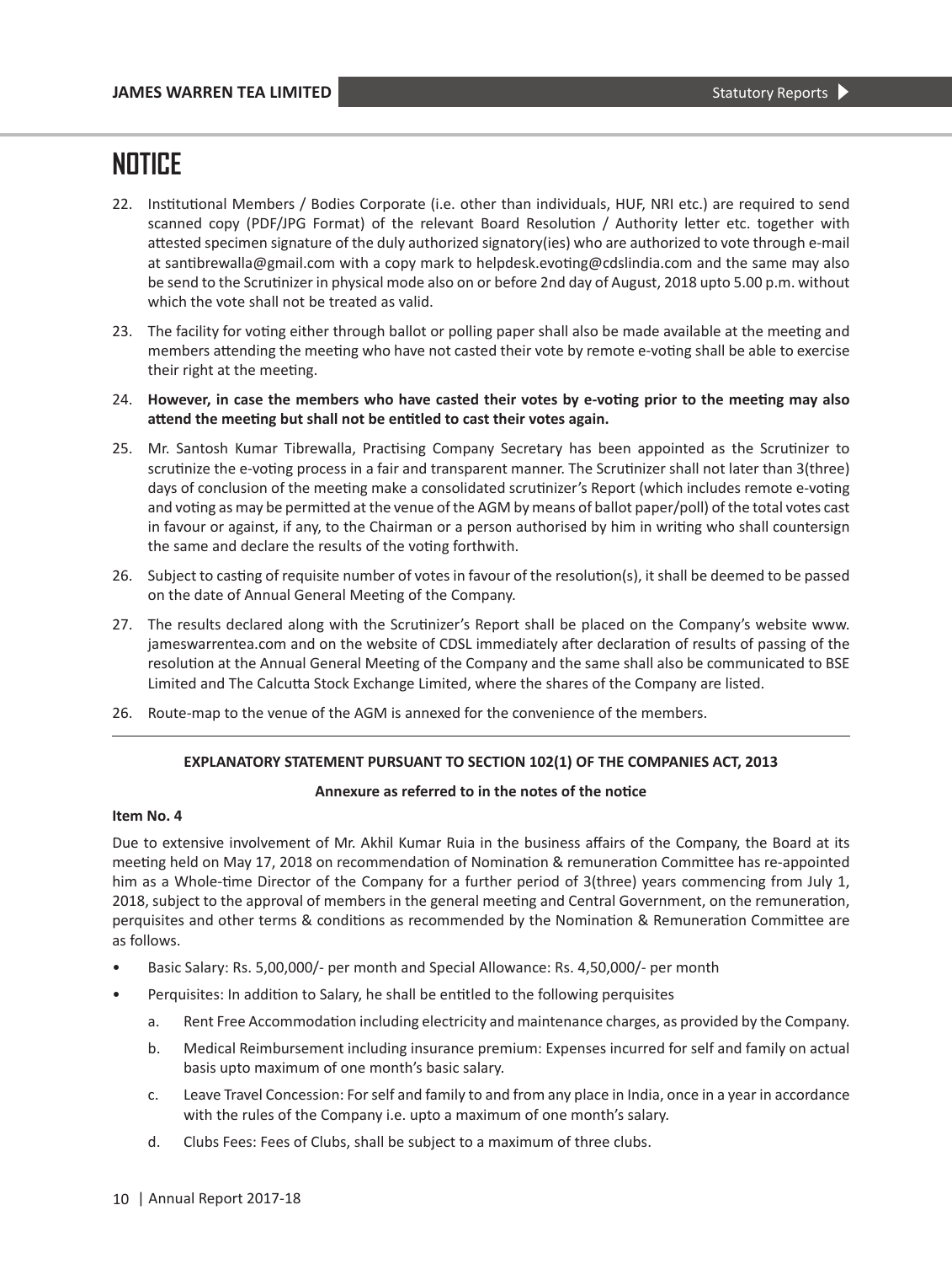# NOTICE

22. Institutional Members / Bodies Corporate (i.e. other than individuals, HUF, NRI etc.) are required to send scanned copy (PDF/JPG Format) of the relevant Board Resolution / Authority letter etc. together with attested specimen signature of the duly authorized signatory(ies) who are authorized to vote through e-mail at santibrewalla@gmail.com with a copy mark to helpdesk.evoting@cdslindia.com and the same may also be send to the Scrutinizer in physical mode also on or before 2nd day of August, 2018 upto 5.00 p.m. without which the vote shall not be treated as valid.

23. The facility for voting either through ballot or polling paper shall also be made available at the meeting and members attending the meeting who have not casted their vote by remote e-voting shall be able to exercise their right at the meeting.

24. **However, in case the members who have casted their votes by e-voting prior to the meeting may also attend the meeting but shall not be entitled to cast their votes again.**

25. Mr. Santosh Kumar Tibrewalla, Practising Company Secretary has been appointed as the Scrutinizer to scrutinize the e-voting process in a fair and transparent manner. The Scrutinizer shall not later than 3(three) days of conclusion of the meeting make a consolidated scrutinizer's Report (which includes remote e-voting and voting as may be permitted at the venue of the AGM by means of ballot paper/poll) of the total votes cast in favour or against, if any, to the Chairman or a person authorised by him in writing who shall countersign the same and declare the results of the voting forthwith.

26. Subject to casting of requisite number of votes in favour of the resolution(s), it shall be deemed to be passed on the date of Annual General Meeting of the Company.

27. The results declared along with the Scrutinizer's Report shall be placed on the Company's website www.jameswarrentea.com and on the website of CDSL immediately after declaration of results of passing of the resolution at the Annual General Meeting of the Company and the same shall also be communicated to BSE Limited and The Calcutta Stock Exchange Limited, where the shares of the Company are listed.

26. Route-map to the venue of the AGM is annexed for the convenience of the members.

---

**EXPLANATORY STATEMENT PURSUANT TO SECTION 102(1) OF THE COMPANIES ACT, 2013**

**Annexure as referred to in the notes of the notice**

**Item No. 4**

Due to extensive involvement of Mr. Akhil Kumar Ruia in the business affairs of the Company, the Board at its meeting held on May 17, 2018 on recommendation of Nomination & remuneration Committee has re-appointed him as a Whole-time Director of the Company for a further period of 3(three) years commencing from July 1, 2018, subject to the approval of members in the general meeting and Central Government, on the remuneration, perquisites and other terms & conditions as recommended by the Nomination & Remuneration Committee are as follows.

- Basic Salary: Rs. 5,00,000/- per month and Special Allowance: Rs. 4,50,000/- per month
- Perquisites: In addition to Salary, he shall be entitled to the following perquisites
  a. Rent Free Accommodation including electricity and maintenance charges, as provided by the Company.
  b. Medical Reimbursement including insurance premium: Expenses incurred for self and family on actual basis upto maximum of one month's basic salary.
  c. Leave Travel Concession: For self and family to and from any place in India, once in a year in accordance with the rules of the Company i.e. upto a maximum of one month's salary.
  d. Clubs Fees: Fees of Clubs, shall be subject to a maximum of three clubs.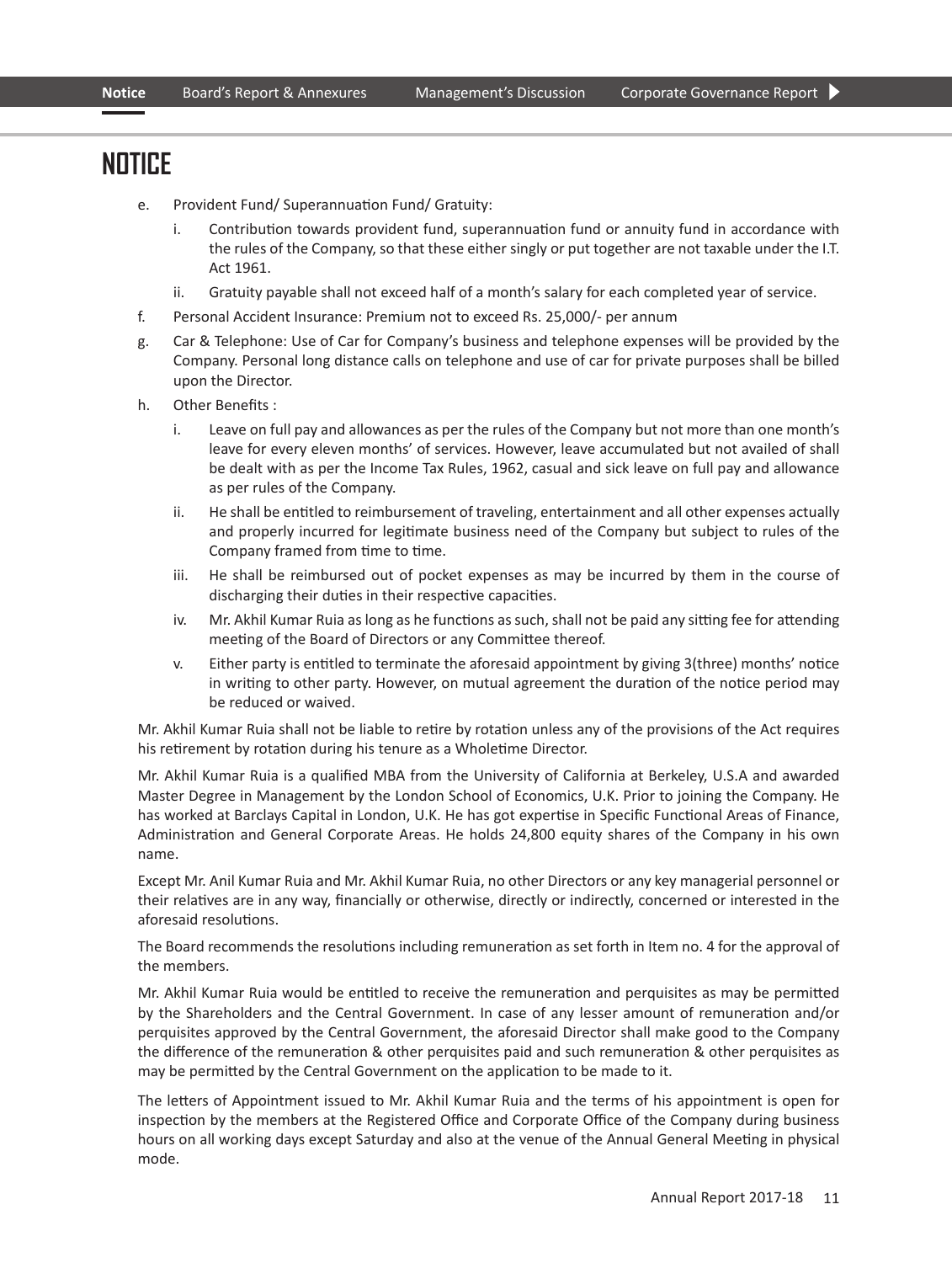# NOTICE

e. Provident Fund/ Superannuation Fund/ Gratuity:

   i. Contribution towards provident fund, superannuation fund or annuity fund in accordance with the rules of the Company, so that these either singly or put together are not taxable under the I.T. Act 1961.

   ii. Gratuity payable shall not exceed half of a month's salary for each completed year of service.

f. Personal Accident Insurance: Premium not to exceed Rs. 25,000/- per annum

g. Car & Telephone: Use of Car for Company's business and telephone expenses will be provided by the Company. Personal long distance calls on telephone and use of car for private purposes shall be billed upon the Director.

h. Other Benefits :

   i. Leave on full pay and allowances as per the rules of the Company but not more than one month's leave for every eleven months' of services. However, leave accumulated but not availed of shall be dealt with as per the Income Tax Rules, 1962, casual and sick leave on full pay and allowance as per rules of the Company.

   ii. He shall be entitled to reimbursement of traveling, entertainment and all other expenses actually and properly incurred for legitimate business need of the Company but subject to rules of the Company framed from time to time.

   iii. He shall be reimbursed out of pocket expenses as may be incurred by them in the course of discharging their duties in their respective capacities.

   iv. Mr. Akhil Kumar Ruia as long as he functions as such, shall not be paid any sitting fee for attending meeting of the Board of Directors or any Committee thereof.

   v. Either party is entitled to terminate the aforesaid appointment by giving 3(three) months' notice in writing to other party. However, on mutual agreement the duration of the notice period may be reduced or waived.

Mr. Akhil Kumar Ruia shall not be liable to retire by rotation unless any of the provisions of the Act requires his retirement by rotation during his tenure as a Wholetime Director.

Mr. Akhil Kumar Ruia is a qualified MBA from the University of California at Berkeley, U.S.A and awarded Master Degree in Management by the London School of Economics, U.K. Prior to joining the Company. He has worked at Barclays Capital in London, U.K. He has got expertise in Specific Functional Areas of Finance, Administration and General Corporate Areas. He holds 24,800 equity shares of the Company in his own name.

Except Mr. Anil Kumar Ruia and Mr. Akhil Kumar Ruia, no other Directors or any key managerial personnel or their relatives are in any way, financially or otherwise, directly or indirectly, concerned or interested in the aforesaid resolutions.

The Board recommends the resolutions including remuneration as set forth in Item no. 4 for the approval of the members.

Mr. Akhil Kumar Ruia would be entitled to receive the remuneration and perquisites as may be permitted by the Shareholders and the Central Government. In case of any lesser amount of remuneration and/or perquisites approved by the Central Government, the aforesaid Director shall make good to the Company the difference of the remuneration & other perquisites paid and such remuneration & other perquisites as may be permitted by the Central Government on the application to be made to it.

The letters of Appointment issued to Mr. Akhil Kumar Ruia and the terms of his appointment is open for inspection by the members at the Registered Office and Corporate Office of the Company during business hours on all working days except Saturday and also at the venue of the Annual General Meeting in physical mode.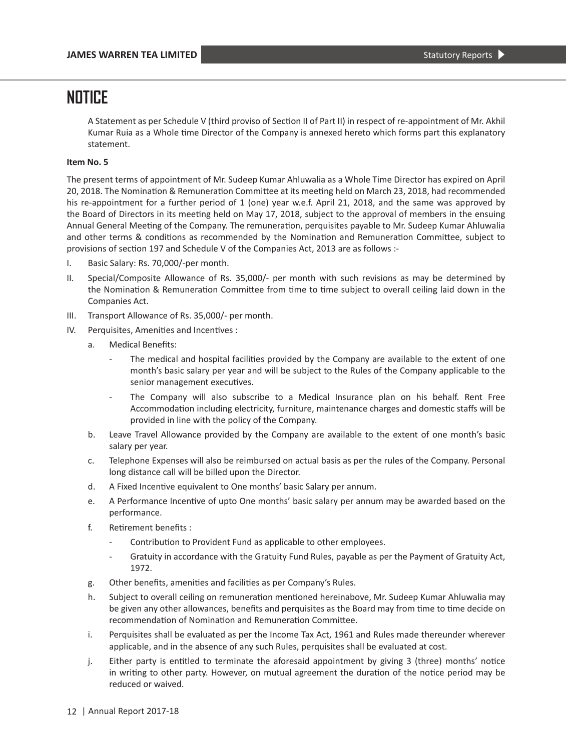# NOTICE

A Statement as per Schedule V (third proviso of Section II of Part II) in respect of re-appointment of Mr. Akhil Kumar Ruia as a Whole time Director of the Company is annexed hereto which forms part this explanatory statement.

**Item No. 5**

The present terms of appointment of Mr. Sudeep Kumar Ahluwalia as a Whole Time Director has expired on April 20, 2018. The Nomination & Remuneration Committee at its meeting held on March 23, 2018, had recommended his re-appointment for a further period of 1 (one) year w.e.f. April 21, 2018, and the same was approved by the Board of Directors in its meeting held on May 17, 2018, subject to the approval of members in the ensuing Annual General Meeting of the Company. The remuneration, perquisites payable to Mr. Sudeep Kumar Ahluwalia and other terms & conditions as recommended by the Nomination and Remuneration Committee, subject to provisions of section 197 and Schedule V of the Companies Act, 2013 are as follows :-

I. Basic Salary: Rs. 70,000/-per month.

II. Special/Composite Allowance of Rs. 35,000/- per month with such revisions as may be determined by the Nomination & Remuneration Committee from time to time subject to overall ceiling laid down in the Companies Act.

III. Transport Allowance of Rs. 35,000/- per month.

IV. Perquisites, Amenities and Incentives :

   a. Medical Benefits:

      - The medical and hospital facilities provided by the Company are available to the extent of one month's basic salary per year and will be subject to the Rules of the Company applicable to the senior management executives.

      - The Company will also subscribe to a Medical Insurance plan on his behalf. Rent Free Accommodation including electricity, furniture, maintenance charges and domestic staffs will be provided in line with the policy of the Company.

   b. Leave Travel Allowance provided by the Company are available to the extent of one month's basic salary per year.

   c. Telephone Expenses will also be reimbursed on actual basis as per the rules of the Company. Personal long distance call will be billed upon the Director.

   d. A Fixed Incentive equivalent to One months' basic Salary per annum.

   e. A Performance Incentive of upto One months' basic salary per annum may be awarded based on the performance.

   f. Retirement benefits :

      - Contribution to Provident Fund as applicable to other employees.

      - Gratuity in accordance with the Gratuity Fund Rules, payable as per the Payment of Gratuity Act, 1972.

   g. Other benefits, amenities and facilities as per Company's Rules.

   h. Subject to overall ceiling on remuneration mentioned hereinabove, Mr. Sudeep Kumar Ahluwalia may be given any other allowances, benefits and perquisites as the Board may from time to time decide on recommendation of Nomination and Remuneration Committee.

   i. Perquisites shall be evaluated as per the Income Tax Act, 1961 and Rules made thereunder wherever applicable, and in the absence of any such Rules, perquisites shall be evaluated at cost.

   j. Either party is entitled to terminate the aforesaid appointment by giving 3 (three) months' notice in writing to other party. However, on mutual agreement the duration of the notice period may be reduced or waived.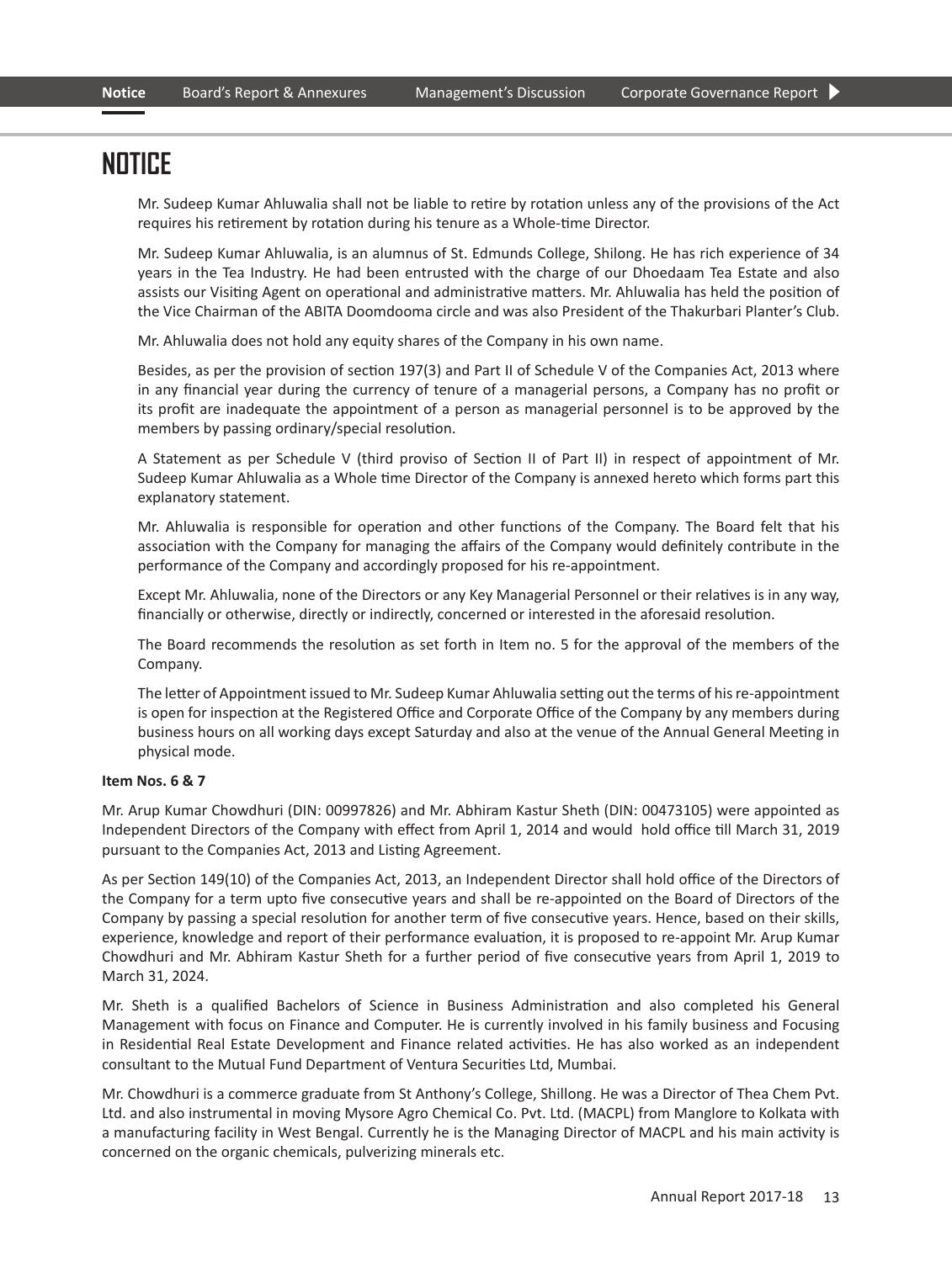# NOTICE

Mr. Sudeep Kumar Ahluwalia shall not be liable to retire by rotation unless any of the provisions of the Act requires his retirement by rotation during his tenure as a Whole-time Director.

Mr. Sudeep Kumar Ahluwalia, is an alumnus of St. Edmunds College, Shilong. He has rich experience of 34 years in the Tea Industry. He had been entrusted with the charge of our Dhoedaam Tea Estate and also assists our Visiting Agent on operational and administrative matters. Mr. Ahluwalia has held the position of the Vice Chairman of the ABITA Doomdooma circle and was also President of the Thakurbari Planter's Club.

Mr. Ahluwalia does not hold any equity shares of the Company in his own name.

Besides, as per the provision of section 197(3) and Part II of Schedule V of the Companies Act, 2013 where in any financial year during the currency of tenure of a managerial persons, a Company has no profit or its profit are inadequate the appointment of a person as managerial personnel is to be approved by the members by passing ordinary/special resolution.

A Statement as per Schedule V (third proviso of Section II of Part II) in respect of appointment of Mr. Sudeep Kumar Ahluwalia as a Whole time Director of the Company is annexed hereto which forms part this explanatory statement.

Mr. Ahluwalia is responsible for operation and other functions of the Company. The Board felt that his association with the Company for managing the affairs of the Company would definitely contribute in the performance of the Company and accordingly proposed for his re-appointment.

Except Mr. Ahluwalia, none of the Directors or any Key Managerial Personnel or their relatives is in any way, financially or otherwise, directly or indirectly, concerned or interested in the aforesaid resolution.

The Board recommends the resolution as set forth in Item no. 5 for the approval of the members of the Company.

The letter of Appointment issued to Mr. Sudeep Kumar Ahluwalia setting out the terms of his re-appointment is open for inspection at the Registered Office and Corporate Office of the Company by any members during business hours on all working days except Saturday and also at the venue of the Annual General Meeting in physical mode.

**Item Nos. 6 & 7**

Mr. Arup Kumar Chowdhuri (DIN: 00997826) and Mr. Abhiram Kastur Sheth (DIN: 00473105) were appointed as Independent Directors of the Company with effect from April 1, 2014 and would hold office till March 31, 2019 pursuant to the Companies Act, 2013 and Listing Agreement.

As per Section 149(10) of the Companies Act, 2013, an Independent Director shall hold office of the Directors of the Company for a term upto five consecutive years and shall be re-appointed on the Board of Directors of the Company by passing a special resolution for another term of five consecutive years. Hence, based on their skills, experience, knowledge and report of their performance evaluation, it is proposed to re-appoint Mr. Arup Kumar Chowdhuri and Mr. Abhiram Kastur Sheth for a further period of five consecutive years from April 1, 2019 to March 31, 2024.

Mr. Sheth is a qualified Bachelors of Science in Business Administration and also completed his General Management with focus on Finance and Computer. He is currently involved in his family business and Focusing in Residential Real Estate Development and Finance related activities. He has also worked as an independent consultant to the Mutual Fund Department of Ventura Securities Ltd, Mumbai.

Mr. Chowdhuri is a commerce graduate from St Anthony's College, Shillong. He was a Director of Thea Chem Pvt. Ltd. and also instrumental in moving Mysore Agro Chemical Co. Pvt. Ltd. (MACPL) from Manglore to Kolkata with a manufacturing facility in West Bengal. Currently he is the Managing Director of MACPL and his main activity is concerned on the organic chemicals, pulverizing minerals etc.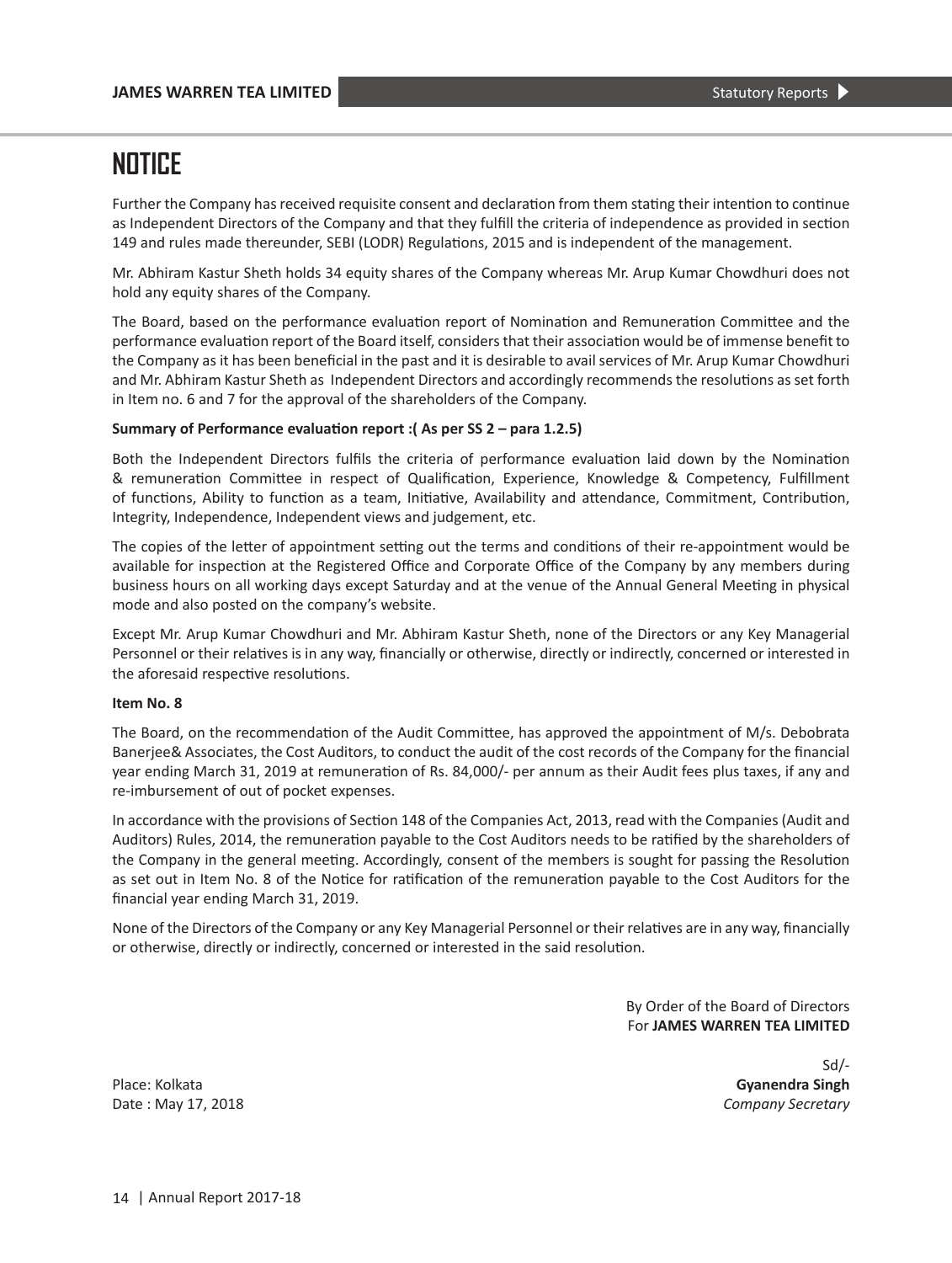# NOTICE

Further the Company has received requisite consent and declaration from them stating their intention to continue as Independent Directors of the Company and that they fulfill the criteria of independence as provided in section 149 and rules made thereunder, SEBI (LODR) Regulations, 2015 and is independent of the management.

Mr. Abhiram Kastur Sheth holds 34 equity shares of the Company whereas Mr. Arup Kumar Chowdhuri does not hold any equity shares of the Company.

The Board, based on the performance evaluation report of Nomination and Remuneration Committee and the performance evaluation report of the Board itself, considers that their association would be of immense benefit to the Company as it has been beneficial in the past and it is desirable to avail services of Mr. Arup Kumar Chowdhuri and Mr. Abhiram Kastur Sheth as Independent Directors and accordingly recommends the resolutions as set forth in Item no. 6 and 7 for the approval of the shareholders of the Company.

**Summary of Performance evaluation report :( As per SS 2 – para 1.2.5)**

Both the Independent Directors fulfils the criteria of performance evaluation laid down by the Nomination & remuneration Committee in respect of Qualification, Experience, Knowledge & Competency, Fulfillment of functions, Ability to function as a team, Initiative, Availability and attendance, Commitment, Contribution, Integrity, Independence, Independent views and judgement, etc.

The copies of the letter of appointment setting out the terms and conditions of their re-appointment would be available for inspection at the Registered Office and Corporate Office of the Company by any members during business hours on all working days except Saturday and at the venue of the Annual General Meeting in physical mode and also posted on the company's website.

Except Mr. Arup Kumar Chowdhuri and Mr. Abhiram Kastur Sheth, none of the Directors or any Key Managerial Personnel or their relatives is in any way, financially or otherwise, directly or indirectly, concerned or interested in the aforesaid respective resolutions.

**Item No. 8**

The Board, on the recommendation of the Audit Committee, has approved the appointment of M/s. Debobrata Banerjee& Associates, the Cost Auditors, to conduct the audit of the cost records of the Company for the financial year ending March 31, 2019 at remuneration of Rs. 84,000/- per annum as their Audit fees plus taxes, if any and re-imbursement of out of pocket expenses.

In accordance with the provisions of Section 148 of the Companies Act, 2013, read with the Companies (Audit and Auditors) Rules, 2014, the remuneration payable to the Cost Auditors needs to be ratified by the shareholders of the Company in the general meeting. Accordingly, consent of the members is sought for passing the Resolution as set out in Item No. 8 of the Notice for ratification of the remuneration payable to the Cost Auditors for the financial year ending March 31, 2019.

None of the Directors of the Company or any Key Managerial Personnel or their relatives are in any way, financially or otherwise, directly or indirectly, concerned or interested in the said resolution.

By Order of the Board of Directors
For **JAMES WARREN TEA LIMITED**

Sd/-
**Gyanendra Singh**
*Company Secretary*

Place: Kolkata
Date : May 17, 2018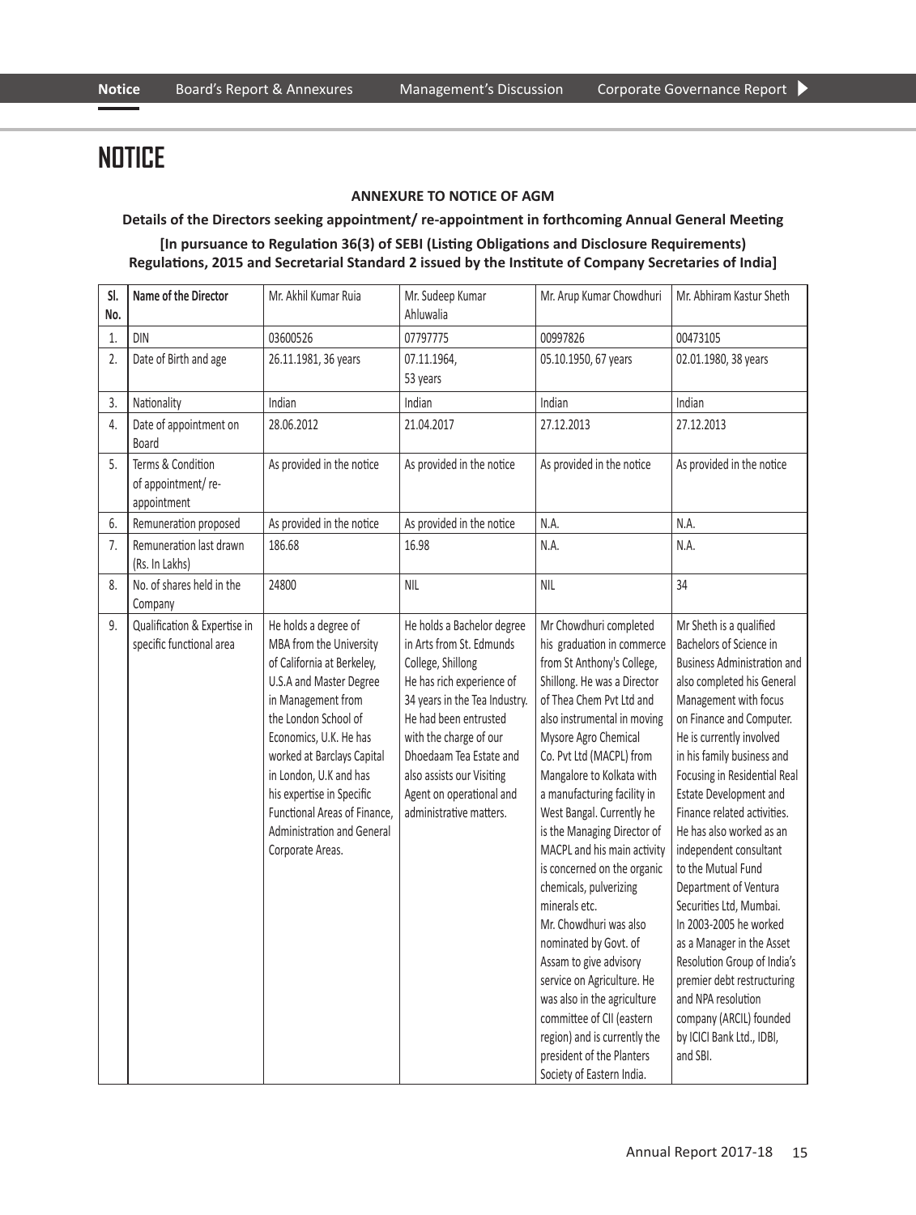# NOTICE

**ANNEXURE TO NOTICE OF AGM**

**Details of the Directors seeking appointment/ re-appointment in forthcoming Annual General Meeting**

**[In pursuance to Regulation 36(3) of SEBI (Listing Obligations and Disclosure Requirements) Regulations, 2015 and Secretarial Standard 2 issued by the Institute of Company Secretaries of India]**

| Sl. No. | Name of the Director | Mr. Akhil Kumar Ruia | Mr. Sudeep Kumar Ahluwalia | Mr. Arup Kumar Chowdhuri | Mr. Abhiram Kastur Sheth |
|---|---|---|---|---|---|
| 1. | DIN | 03600526 | 07797775 | 00997826 | 00473105 |
| 2. | Date of Birth and age | 26.11.1981, 36 years | 07.11.1964, 53 years | 05.10.1950, 67 years | 02.01.1980, 38 years |
| 3. | Nationality | Indian | Indian | Indian | Indian |
| 4. | Date of appointment on Board | 28.06.2012 | 21.04.2017 | 27.12.2013 | 27.12.2013 |
| 5. | Terms & Condition of appointment/ re-appointment | As provided in the notice | As provided in the notice | As provided in the notice | As provided in the notice |
| 6. | Remuneration proposed | As provided in the notice | As provided in the notice | N.A. | N.A. |
| 7. | Remuneration last drawn (Rs. In Lakhs) | 186.68 | 16.98 | N.A. | N.A. |
| 8. | No. of shares held in the Company | 24800 | NIL | NIL | 34 |
| 9. | Qualification & Expertise in specific functional area | He holds a degree of MBA from the University of California at Berkeley, U.S.A and Master Degree in Management from the London School of Economics, U.K. He has worked at Barclays Capital in London, U.K and has his expertise in Specific Functional Areas of Finance, Administration and General Corporate Areas. | He holds a Bachelor degree in Arts from St. Edmunds College, Shillong He has rich experience of 34 years in the Tea Industry. He had been entrusted with the charge of our Dhoedaam Tea Estate and also assists our Visiting Agent on operational and administrative matters. | Mr Chowdhuri completed his graduation in commerce from St Anthony's College, Shillong. He was a Director of Thea Chem Pvt Ltd and also instrumental in moving Mysore Agro Chemical Co. Pvt Ltd (MACPL) from Mangalore to Kolkata with a manufacturing facility in West Bengal. Currently he is the Managing Director of MACPL and his main activity is concerned on the organic chemicals, pulverizing minerals etc. Mr. Chowdhuri was also nominated by Govt. of Assam to give advisory service on Agriculture. He was also in the agriculture committee of CII (eastern region) and is currently the president of the Planters Society of Eastern India. | Mr Sheth is a qualified Bachelors of Science in Business Administration and also completed his General Management with focus on Finance and Computer. He is currently involved in his family business and Focusing in Residential Real Estate Development and Finance related activities. He has also worked as an independent consultant to the Mutual Fund Department of Ventura Securities Ltd, Mumbai. In 2003-2005 he worked as a Manager in the Asset Resolution Group of India's premier debt restructuring and NPA resolution company (ARCIL) founded by ICICI Bank Ltd., IDBI, and SBI. |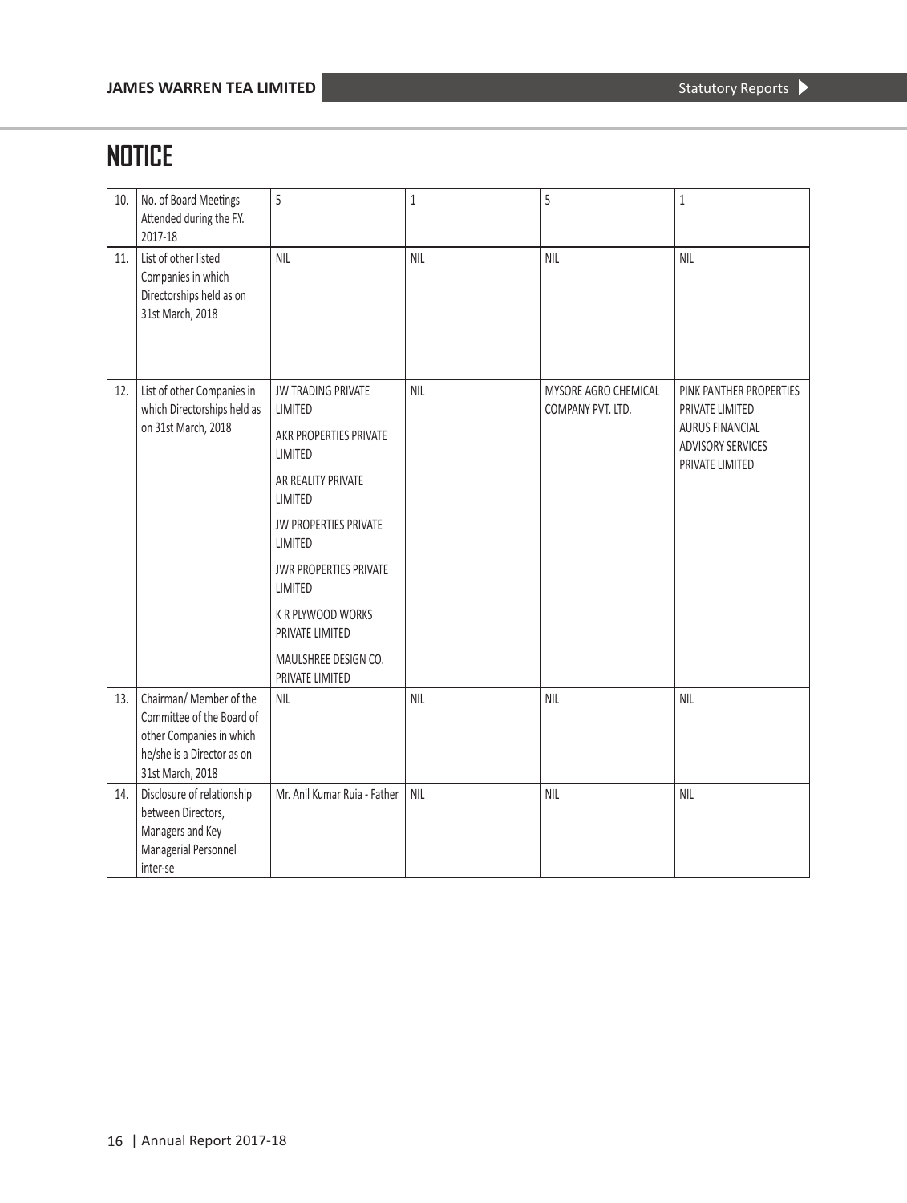# NOTICE

| | | | | | |
|---|---|---|---|---|---|
| 10. | No. of Board Meetings Attended during the F.Y. 2017-18 | 5 | 1 | 5 | 1 |
| 11. | List of other listed Companies in which Directorships held as on 31st March, 2018 | NIL | NIL | NIL | NIL |
| 12. | List of other Companies in which Directorships held as on 31st March, 2018 | JW TRADING PRIVATE LIMITED<br>AKR PROPERTIES PRIVATE LIMITED<br>AR REALITY PRIVATE LIMITED<br>JW PROPERTIES PRIVATE LIMITED<br>JWR PROPERTIES PRIVATE LIMITED<br>K R PLYWOOD WORKS PRIVATE LIMITED<br>MAULSHREE DESIGN CO. PRIVATE LIMITED | NIL | MYSORE AGRO CHEMICAL COMPANY PVT. LTD. | PINK PANTHER PROPERTIES PRIVATE LIMITED<br>AURUS FINANCIAL ADVISORY SERVICES PRIVATE LIMITED |
| 13. | Chairman/ Member of the Committee of the Board of other Companies in which he/she is a Director as on 31st March, 2018 | NIL | NIL | NIL | NIL |
| 14. | Disclosure of relationship between Directors, Managers and Key Managerial Personnel inter-se | Mr. Anil Kumar Ruia - Father | NIL | NIL | NIL |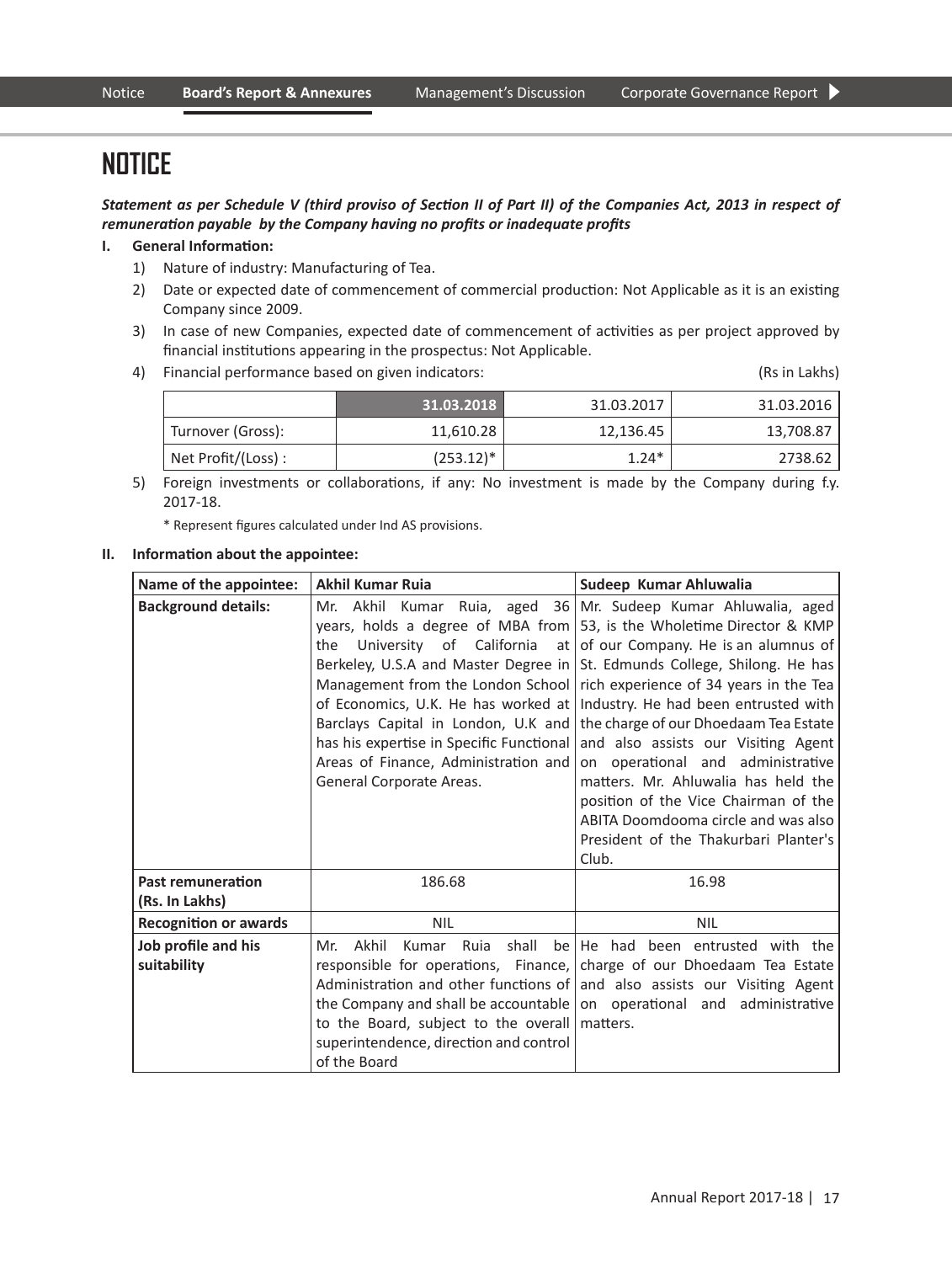# NOTICE

***Statement as per Schedule V (third proviso of Section II of Part II) of the Companies Act, 2013 in respect of remuneration payable by the Company having no profits or inadequate profits***

**I. General Information:**

1) Nature of industry: Manufacturing of Tea.
2) Date or expected date of commencement of commercial production: Not Applicable as it is an existing Company since 2009.
3) In case of new Companies, expected date of commencement of activities as per project approved by financial institutions appearing in the prospectus: Not Applicable.
4) Financial performance based on given indicators: (Rs in Lakhs)

| | 31.03.2018 | 31.03.2017 | 31.03.2016 |
|---|---|---|---|
| Turnover (Gross): | 11,610.28 | 12,136.45 | 13,708.87 |
| Net Profit/(Loss) : | (253.12)* | 1.24* | 2738.62 |

5) Foreign investments or collaborations, if any: No investment is made by the Company during f.y. 2017-18.

\* Represent figures calculated under Ind AS provisions.

**II. Information about the appointee:**

| Name of the appointee: | Akhil Kumar Ruia | Sudeep Kumar Ahluwalia |
|---|---|---|
| **Background details:** | Mr. Akhil Kumar Ruia, aged 36 years, holds a degree of MBA from the University of California at Berkeley, U.S.A and Master Degree in Management from the London School of Economics, U.K. He has worked at Barclays Capital in London, U.K and has his expertise in Specific Functional Areas of Finance, Administration and General Corporate Areas. | Mr. Sudeep Kumar Ahluwalia, aged 53, is the Wholetime Director & KMP of our Company. He is an alumnus of St. Edmunds College, Shilong. He has rich experience of 34 years in the Tea Industry. He had been entrusted with the charge of our Dhoedaam Tea Estate and also assists our Visiting Agent on operational and administrative matters. Mr. Ahluwalia has held the position of the Vice Chairman of the ABITA Doomdooma circle and was also President of the Thakurbari Planter's Club. |
| **Past remuneration (Rs. In Lakhs)** | 186.68 | 16.98 |
| **Recognition or awards** | NIL | NIL |
| **Job profile and his suitability** | Mr. Akhil Kumar Ruia shall be responsible for operations, Finance, Administration and other functions of the Company and shall be accountable to the Board, subject to the overall superintendence, direction and control of the Board | He had been entrusted with the charge of our Dhoedaam Tea Estate and also assists our Visiting Agent on operational and administrative matters. |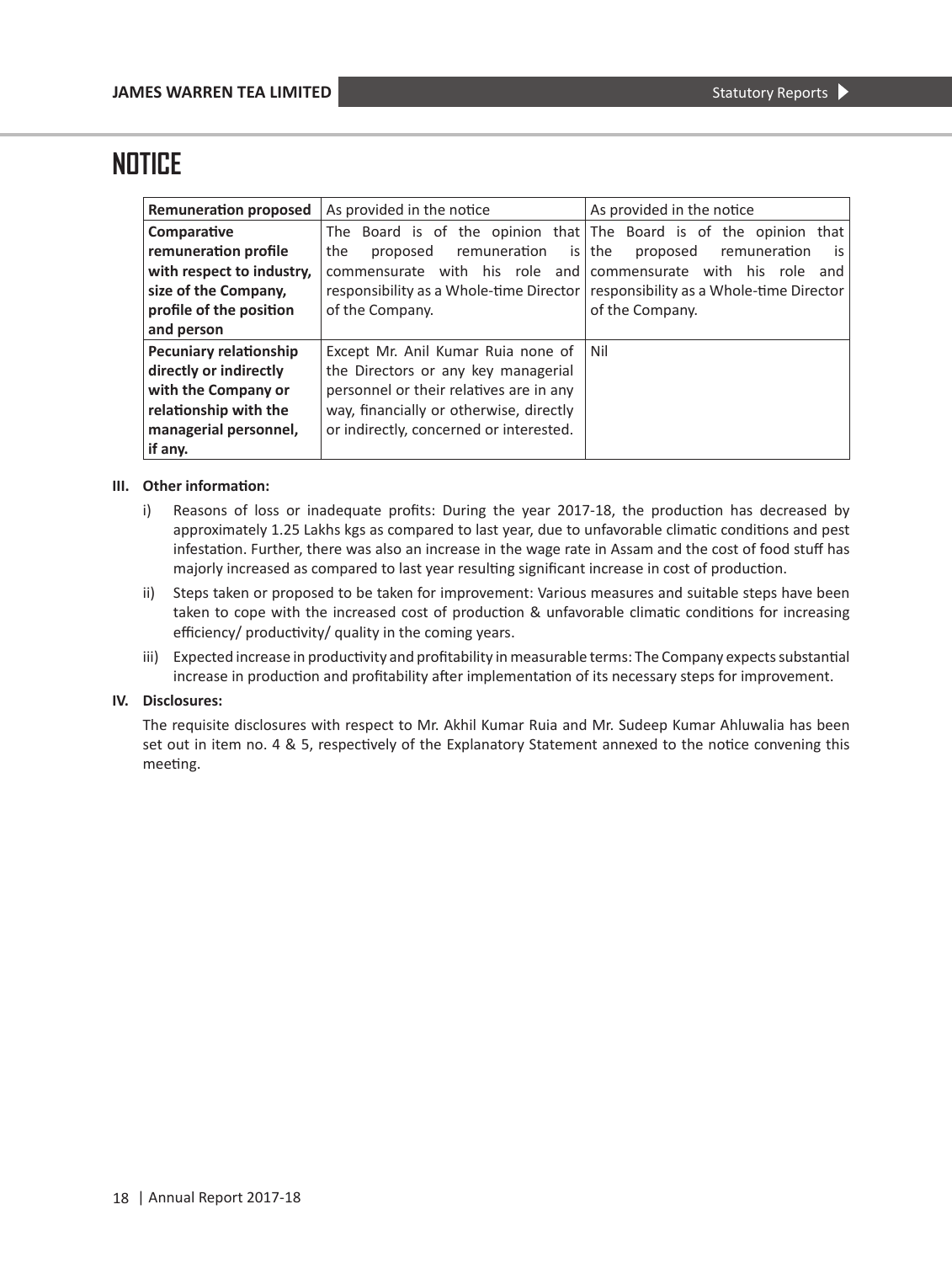# NOTICE

| | | |
|---|---|---|
| **Remuneration proposed** | As provided in the notice | As provided in the notice |
| **Comparative remuneration profile with respect to industry, size of the Company, profile of the position and person** | The Board is of the opinion that the proposed remuneration is commensurate with his role and responsibility as a Whole-time Director of the Company. | The Board is of the opinion that the proposed remuneration is commensurate with his role and responsibility as a Whole-time Director of the Company. |
| **Pecuniary relationship directly or indirectly with the Company or relationship with the managerial personnel, if any.** | Except Mr. Anil Kumar Ruia none of the Directors or any key managerial personnel or their relatives are in any way, financially or otherwise, directly or indirectly, concerned or interested. | Nil |

**III. Other information:**

i) Reasons of loss or inadequate profits: During the year 2017-18, the production has decreased by approximately 1.25 Lakhs kgs as compared to last year, due to unfavorable climatic conditions and pest infestation. Further, there was also an increase in the wage rate in Assam and the cost of food stuff has majorly increased as compared to last year resulting significant increase in cost of production.

ii) Steps taken or proposed to be taken for improvement: Various measures and suitable steps have been taken to cope with the increased cost of production & unfavorable climatic conditions for increasing efficiency/ productivity/ quality in the coming years.

iii) Expected increase in productivity and profitability in measurable terms: The Company expects substantial increase in production and profitability after implementation of its necessary steps for improvement.

**IV. Disclosures:**

The requisite disclosures with respect to Mr. Akhil Kumar Ruia and Mr. Sudeep Kumar Ahluwalia has been set out in item no. 4 & 5, respectively of the Explanatory Statement annexed to the notice convening this meeting.